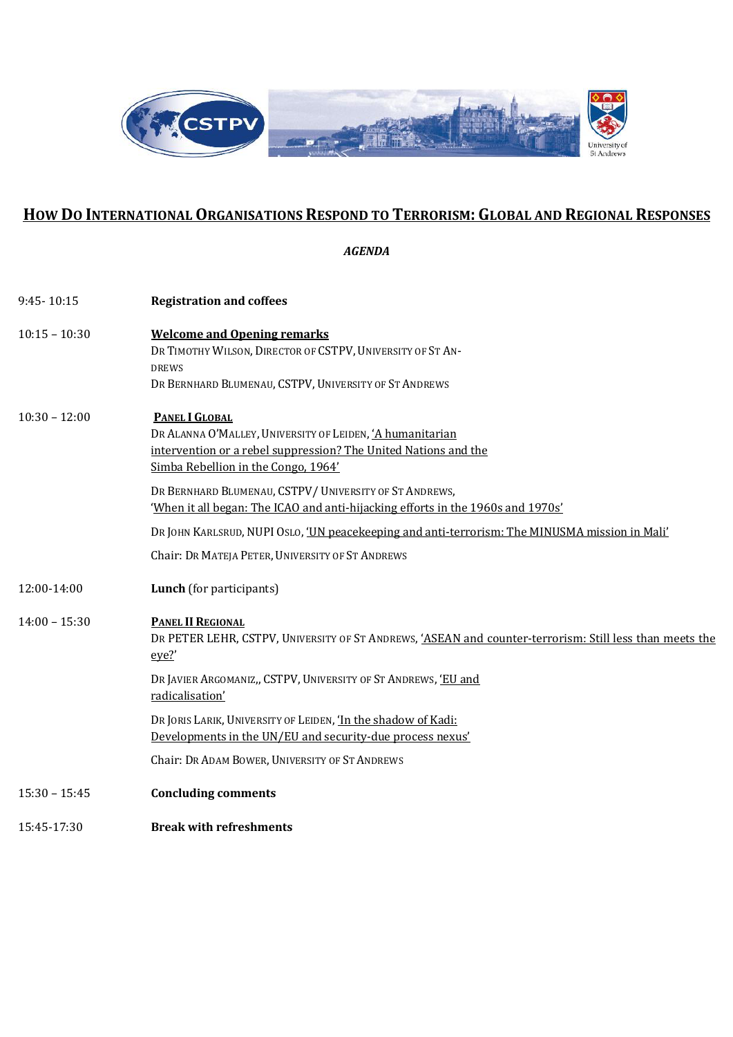# How Do International Organisations Respond to Terrorism: Global and Regional Responses

***AGENDA***

| | |
|---|---|
| 9:45- 10:15 | **Registration and coffees** |
| 10:15 – 10:30 | **Welcome and Opening remarks**<br>Dr Timothy Wilson, Director of CSTPV, University of St Andrews<br>Dr Bernhard Blumenau, CSTPV, University of St Andrews |
| 10:30 – 12:00 | **Panel I Global**<br>Dr Alanna O'Malley, University of Leiden, 'A humanitarian intervention or a rebel suppression? The United Nations and the Simba Rebellion in the Congo, 1964'<br>Dr Bernhard Blumenau, CSTPV/ University of St Andrews, 'When it all began: The ICAO and anti-hijacking efforts in the 1960s and 1970s'<br>Dr John Karlsrud, NUPI Oslo, 'UN peacekeeping and anti-terrorism: The MINUSMA mission in Mali'<br>Chair: Dr Mateja Peter, University of St Andrews |
| 12:00-14:00 | **Lunch** (for participants) |
| 14:00 – 15:30 | **Panel II Regional**<br>Dr PETER LEHR, CSTPV, University of St Andrews, 'ASEAN and counter-terrorism: Still less than meets the eye?'<br>Dr Javier Argomaniz,, CSTPV, University of St Andrews, 'EU and radicalisation'<br>Dr Joris Larik, University of Leiden, 'In the shadow of Kadi: Developments in the UN/EU and security-due process nexus'<br>Chair: Dr Adam Bower, University of St Andrews |
| 15:30 – 15:45 | **Concluding comments** |
| 15:45-17:30 | **Break with refreshments** |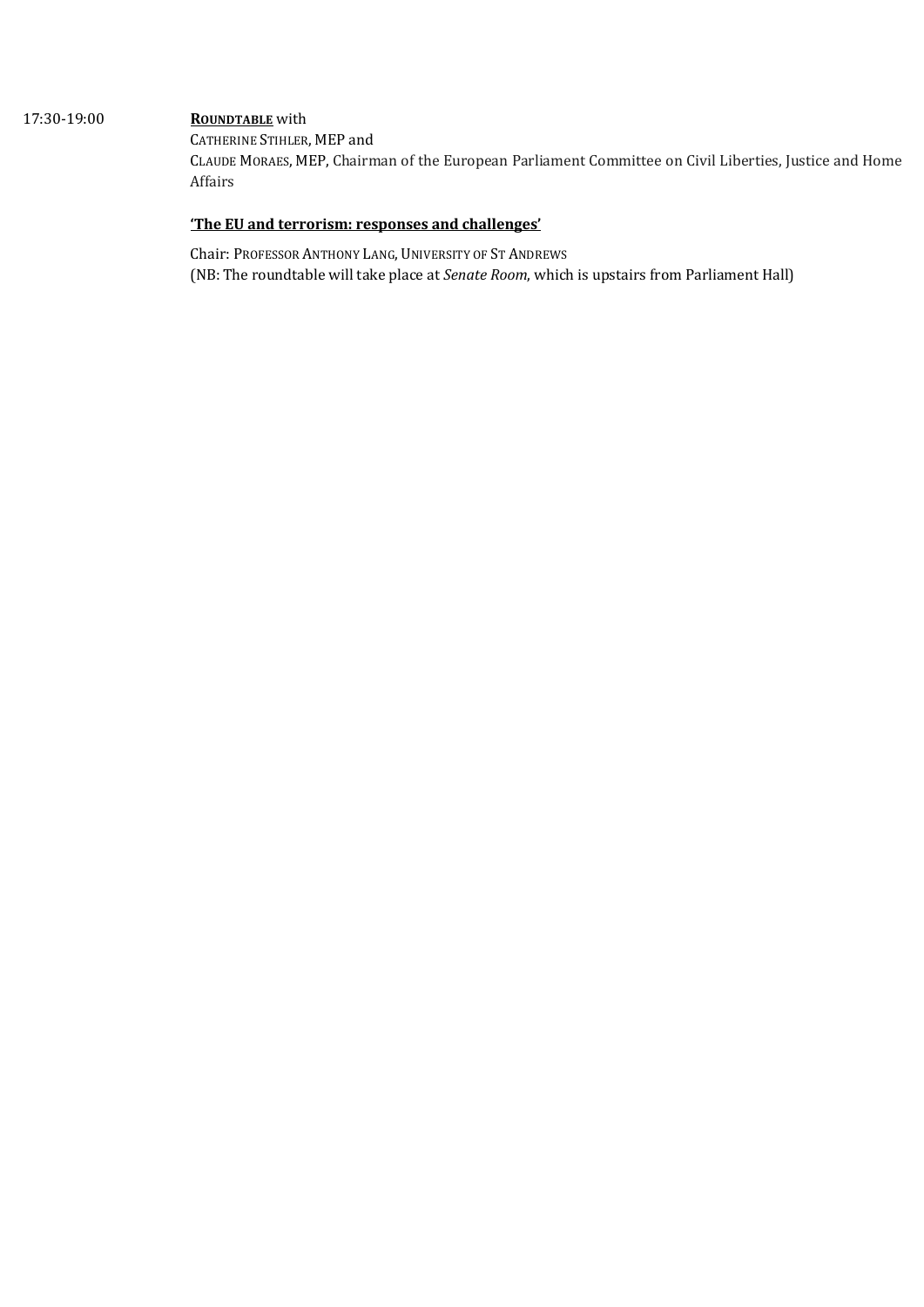17:30-19:00 **ROUNDTABLE** with

CATHERINE STIHLER, MEP and

CLAUDE MORAES, MEP, Chairman of the European Parliament Committee on Civil Liberties, Justice and Home Affairs

**'The EU and terrorism: responses and challenges'**

Chair: PROFESSOR ANTHONY LANG, UNIVERSITY OF ST ANDREWS

(NB: The roundtable will take place at *Senate Room*, which is upstairs from Parliament Hall)